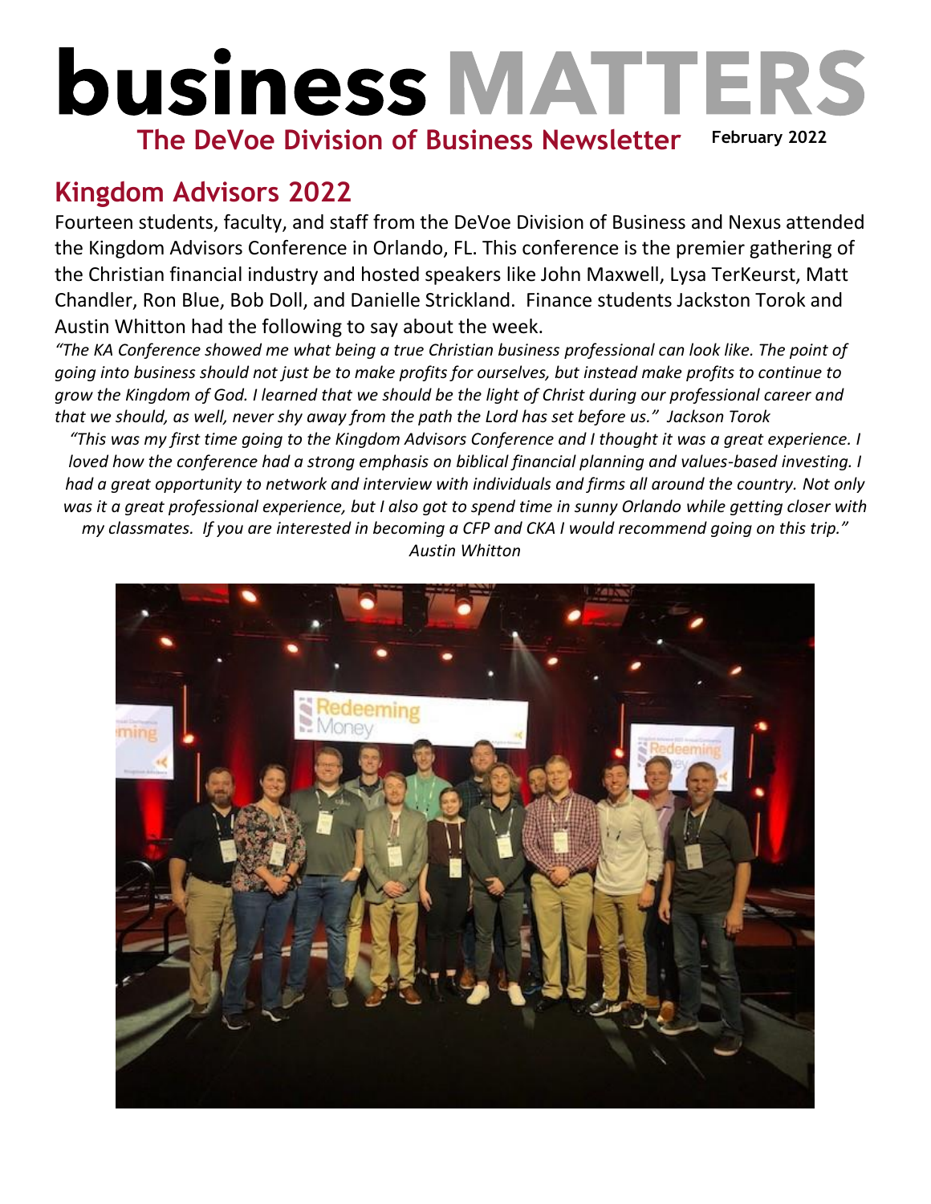# business MATTERS

**The DeVoe Division of Business Newsletter** **February 2022**

## Kingdom Advisors 2022

Fourteen students, faculty, and staff from the DeVoe Division of Business and Nexus attended the Kingdom Advisors Conference in Orlando, FL. This conference is the premier gathering of the Christian financial industry and hosted speakers like John Maxwell, Lysa TerKeurst, Matt Chandler, Ron Blue, Bob Doll, and Danielle Strickland. Finance students Jackston Torok and Austin Whitton had the following to say about the week.

*"The KA Conference showed me what being a true Christian business professional can look like. The point of going into business should not just be to make profits for ourselves, but instead make profits to continue to grow the Kingdom of God. I learned that we should be the light of Christ during our professional career and that we should, as well, never shy away from the path the Lord has set before us." Jackson Torok*

*"This was my first time going to the Kingdom Advisors Conference and I thought it was a great experience. I loved how the conference had a strong emphasis on biblical financial planning and values-based investing. I had a great opportunity to network and interview with individuals and firms all around the country. Not only was it a great professional experience, but I also got to spend time in sunny Orlando while getting closer with my classmates. If you are interested in becoming a CFP and CKA I would recommend going on this trip." Austin Whitton*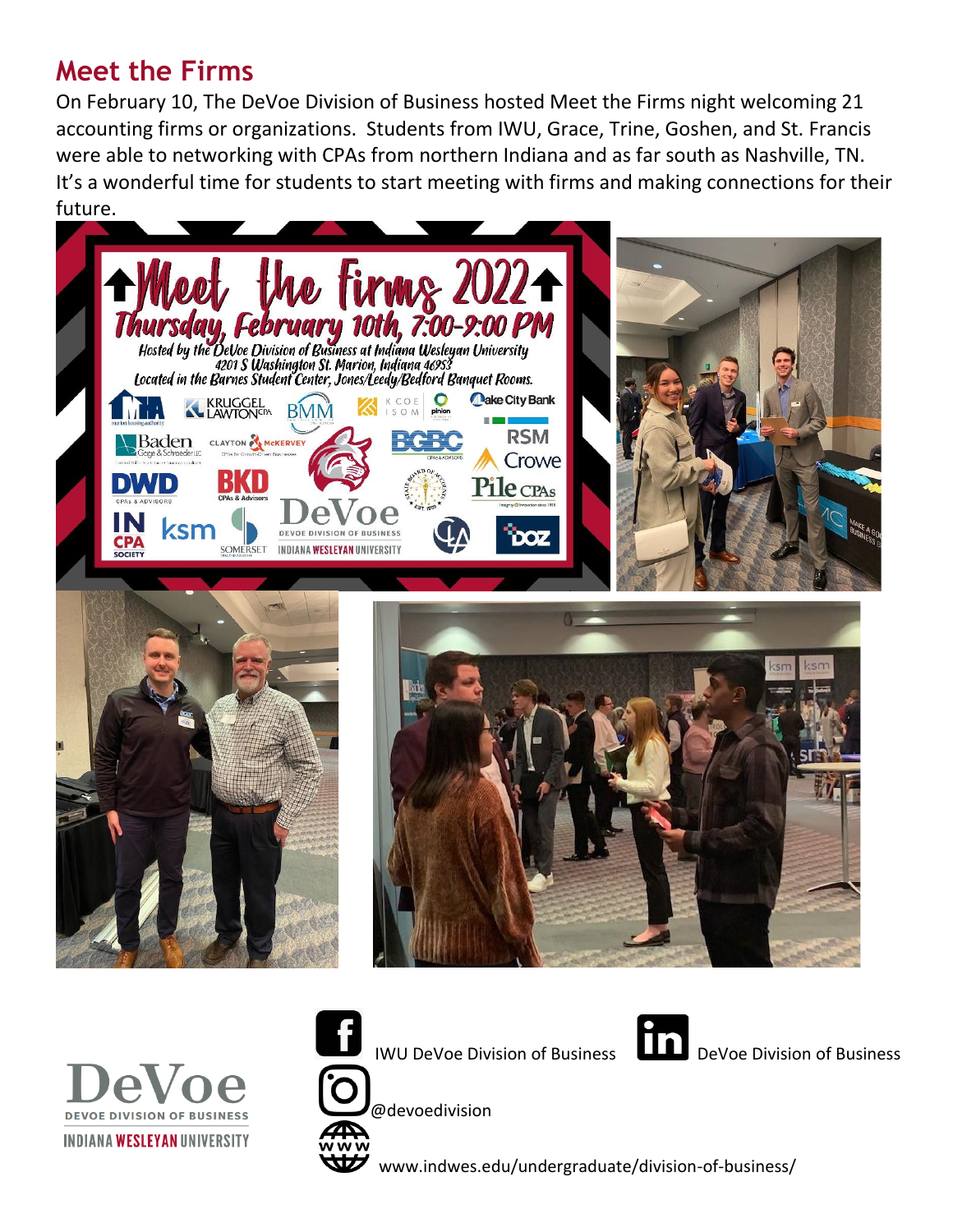## Meet the Firms

On February 10, The DeVoe Division of Business hosted Meet the Firms night welcoming 21 accounting firms or organizations. Students from IWU, Grace, Trine, Goshen, and St. Francis were able to networking with CPAs from northern Indiana and as far south as Nashville, TN. It's a wonderful time for students to start meeting with firms and making connections for their future.

IWU DeVoe Division of Business

DeVoe Division of Business

@devoedivision

www.indwes.edu/undergraduate/division-of-business/